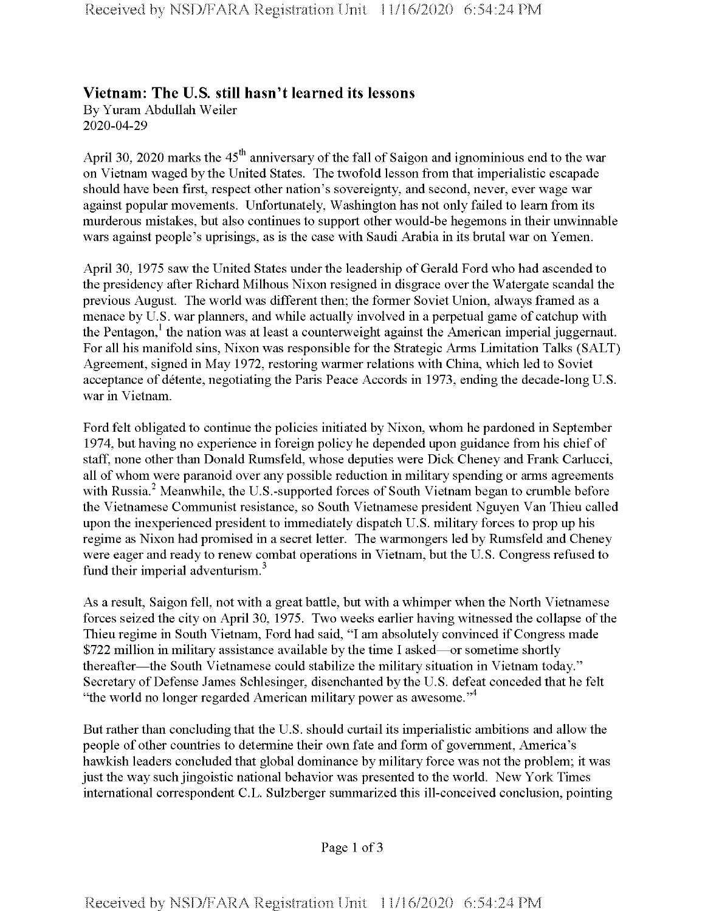## Vietnam: The U.S. still hasn't learned its lessons

By Yuram Abdullah Weiler
2020-04-29

April 30, 2020 marks the 45th anniversary of the fall of Saigon and ignominious end to the war on Vietnam waged by the United States. The twofold lesson from that imperialistic escapade should have been first, respect other nation's sovereignty, and second, never, ever wage war against popular movements. Unfortunately, Washington has not only failed to learn from its murderous mistakes, but also continues to support other would-be hegemons in their unwinnable wars against people's uprisings, as is the case with Saudi Arabia in its brutal war on Yemen.

April 30, 1975 saw the United States under the leadership of Gerald Ford who had ascended to the presidency after Richard Milhous Nixon resigned in disgrace over the Watergate scandal the previous August. The world was different then; the former Soviet Union, always framed as a menace by U.S. war planners, and while actually involved in a perpetual game of catchup with the Pentagon,[1] the nation was at least a counterweight against the American imperial juggernaut. For all his manifold sins, Nixon was responsible for the Strategic Arms Limitation Talks (SALT) Agreement, signed in May 1972, restoring warmer relations with China, which led to Soviet acceptance of détente, negotiating the Paris Peace Accords in 1973, ending the decade-long U.S. war in Vietnam.

Ford felt obligated to continue the policies initiated by Nixon, whom he pardoned in September 1974, but having no experience in foreign policy he depended upon guidance from his chief of staff, none other than Donald Rumsfeld, whose deputies were Dick Cheney and Frank Carlucci, all of whom were paranoid over any possible reduction in military spending or arms agreements with Russia.[2] Meanwhile, the U.S.-supported forces of South Vietnam began to crumble before the Vietnamese Communist resistance, so South Vietnamese president Nguyen Van Thieu called upon the inexperienced president to immediately dispatch U.S. military forces to prop up his regime as Nixon had promised in a secret letter. The warmongers led by Rumsfeld and Cheney were eager and ready to renew combat operations in Vietnam, but the U.S. Congress refused to fund their imperial adventurism.[3]

As a result, Saigon fell, not with a great battle, but with a whimper when the North Vietnamese forces seized the city on April 30, 1975. Two weeks earlier having witnessed the collapse of the Thieu regime in South Vietnam, Ford had said, "I am absolutely convinced if Congress made $722 million in military assistance available by the time I asked—or sometime shortly thereafter—the South Vietnamese could stabilize the military situation in Vietnam today." Secretary of Defense James Schlesinger, disenchanted by the U.S. defeat conceded that he felt "the world no longer regarded American military power as awesome."[4]

But rather than concluding that the U.S. should curtail its imperialistic ambitions and allow the people of other countries to determine their own fate and form of government, America's hawkish leaders concluded that global dominance by military force was not the problem; it was just the way such jingoistic national behavior was presented to the world. New York Times international correspondent C.L. Sulzberger summarized this ill-conceived conclusion, pointing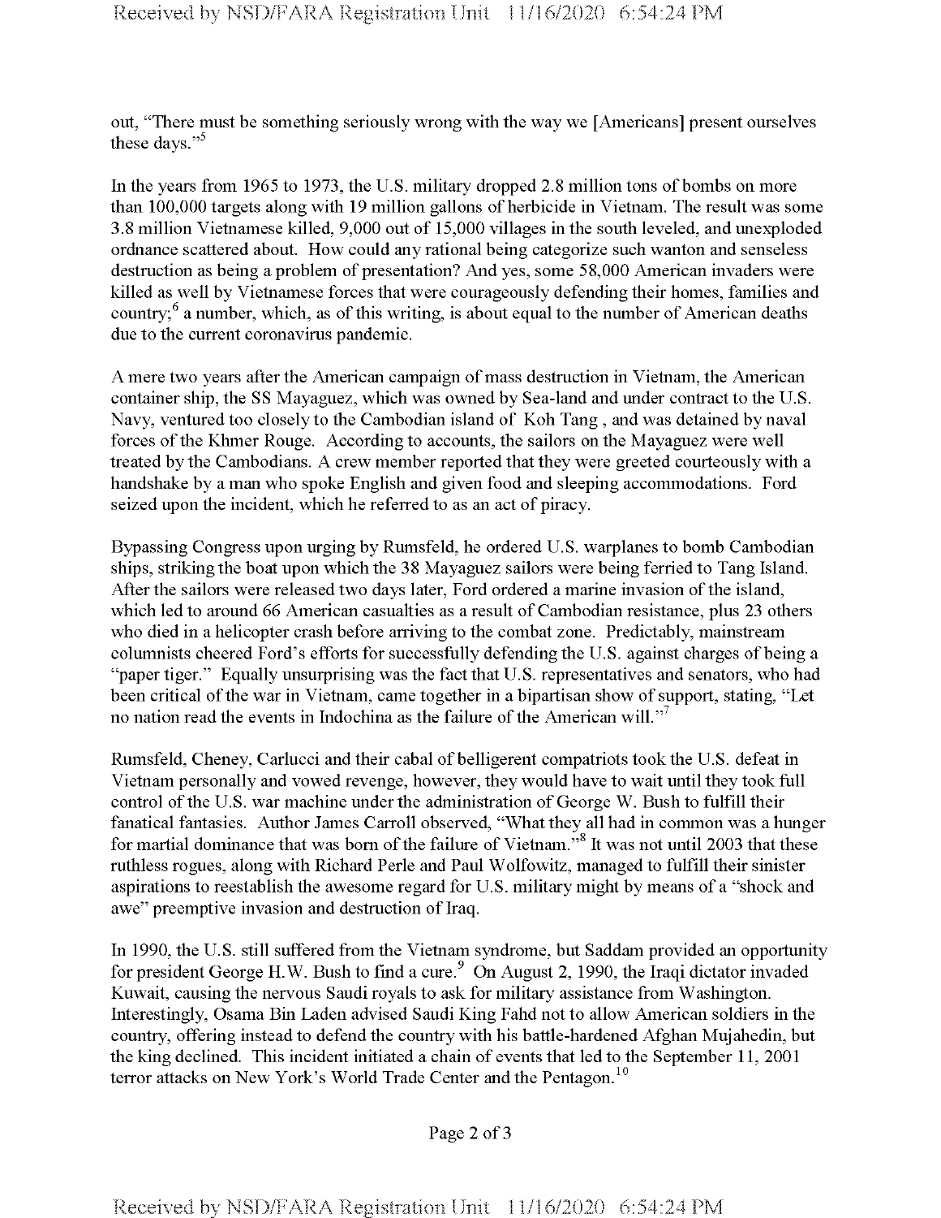out, "There must be something seriously wrong with the way we [Americans] present ourselves these days."[5]

In the years from 1965 to 1973, the U.S. military dropped 2.8 million tons of bombs on more than 100,000 targets along with 19 million gallons of herbicide in Vietnam. The result was some 3.8 million Vietnamese killed, 9,000 out of 15,000 villages in the south leveled, and unexploded ordnance scattered about. How could any rational being categorize such wanton and senseless destruction as being a problem of presentation? And yes, some 58,000 American invaders were killed as well by Vietnamese forces that were courageously defending their homes, families and country;[6] a number, which, as of this writing, is about equal to the number of American deaths due to the current coronavirus pandemic.

A mere two years after the American campaign of mass destruction in Vietnam, the American container ship, the SS Mayaguez, which was owned by Sea-land and under contract to the U.S. Navy, ventured too closely to the Cambodian island of Koh Tang , and was detained by naval forces of the Khmer Rouge. According to accounts, the sailors on the Mayaguez were well treated by the Cambodians. A crew member reported that they were greeted courteously with a handshake by a man who spoke English and given food and sleeping accommodations. Ford seized upon the incident, which he referred to as an act of piracy.

Bypassing Congress upon urging by Rumsfeld, he ordered U.S. warplanes to bomb Cambodian ships, striking the boat upon which the 38 Mayaguez sailors were being ferried to Tang Island. After the sailors were released two days later, Ford ordered a marine invasion of the island, which led to around 66 American casualties as a result of Cambodian resistance, plus 23 others who died in a helicopter crash before arriving to the combat zone. Predictably, mainstream columnists cheered Ford's efforts for successfully defending the U.S. against charges of being a "paper tiger." Equally unsurprising was the fact that U.S. representatives and senators, who had been critical of the war in Vietnam, came together in a bipartisan show of support, stating, "Let no nation read the events in Indochina as the failure of the American will."[7]

Rumsfeld, Cheney, Carlucci and their cabal of belligerent compatriots took the U.S. defeat in Vietnam personally and vowed revenge, however, they would have to wait until they took full control of the U.S. war machine under the administration of George W. Bush to fulfill their fanatical fantasies. Author James Carroll observed, "What they all had in common was a hunger for martial dominance that was born of the failure of Vietnam."[8] It was not until 2003 that these ruthless rogues, along with Richard Perle and Paul Wolfowitz, managed to fulfill their sinister aspirations to reestablish the awesome regard for U.S. military might by means of a "shock and awe" preemptive invasion and destruction of Iraq.

In 1990, the U.S. still suffered from the Vietnam syndrome, but Saddam provided an opportunity for president George H.W. Bush to find a cure.[9] On August 2, 1990, the Iraqi dictator invaded Kuwait, causing the nervous Saudi royals to ask for military assistance from Washington. Interestingly, Osama Bin Laden advised Saudi King Fahd not to allow American soldiers in the country, offering instead to defend the country with his battle-hardened Afghan Mujahedin, but the king declined. This incident initiated a chain of events that led to the September 11, 2001 terror attacks on New York's World Trade Center and the Pentagon.[10]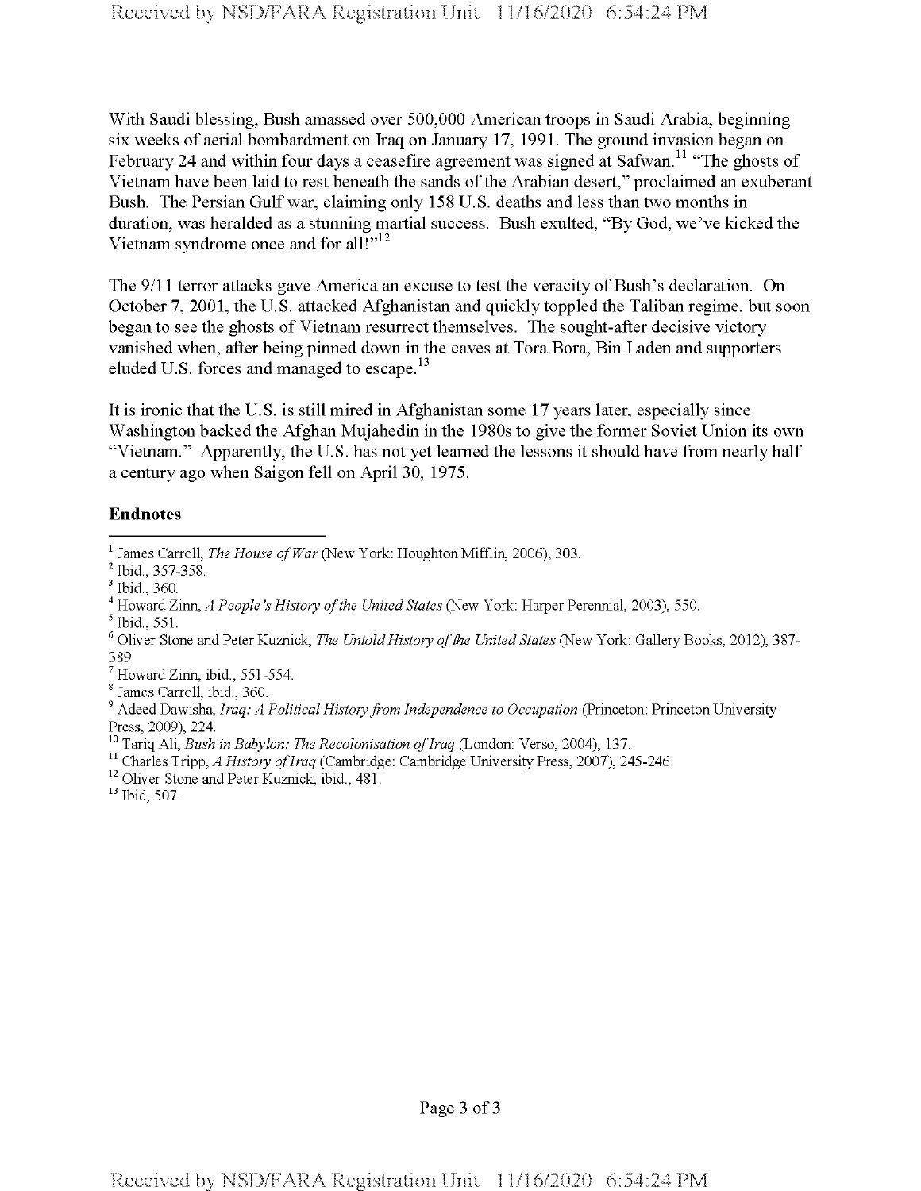With Saudi blessing, Bush amassed over 500,000 American troops in Saudi Arabia, beginning six weeks of aerial bombardment on Iraq on January 17, 1991. The ground invasion began on February 24 and within four days a ceasefire agreement was signed at Safwan.[11] "The ghosts of Vietnam have been laid to rest beneath the sands of the Arabian desert," proclaimed an exuberant Bush. The Persian Gulf war, claiming only 158 U.S. deaths and less than two months in duration, was heralded as a stunning martial success. Bush exulted, "By God, we've kicked the Vietnam syndrome once and for all!"[12]

The 9/11 terror attacks gave America an excuse to test the veracity of Bush's declaration. On October 7, 2001, the U.S. attacked Afghanistan and quickly toppled the Taliban regime, but soon began to see the ghosts of Vietnam resurrect themselves. The sought-after decisive victory vanished when, after being pinned down in the caves at Tora Bora, Bin Laden and supporters eluded U.S. forces and managed to escape.[13]

It is ironic that the U.S. is still mired in Afghanistan some 17 years later, especially since Washington backed the Afghan Mujahedin in the 1980s to give the former Soviet Union its own "Vietnam." Apparently, the U.S. has not yet learned the lessons it should have from nearly half a century ago when Saigon fell on April 30, 1975.

**Endnotes**

[1] James Carroll, *The House of War* (New York: Houghton Mifflin, 2006), 303.
[2] Ibid., 357-358.
[3] Ibid., 360.
[4] Howard Zinn, *A People's History of the United States* (New York: Harper Perennial, 2003), 550.
[5] Ibid., 551.
[6] Oliver Stone and Peter Kuznick, *The Untold History of the United States* (New York: Gallery Books, 2012), 387-389.
[7] Howard Zinn, ibid., 551-554.
[8] James Carroll, ibid., 360.
[9] Adeed Dawisha, *Iraq: A Political History from Independence to Occupation* (Princeton: Princeton University Press, 2009), 224.
[10] Tariq Ali, *Bush in Babylon: The Recolonisation of Iraq* (London: Verso, 2004), 137.
[11] Charles Tripp, *A History of Iraq* (Cambridge: Cambridge University Press, 2007), 245-246
[12] Oliver Stone and Peter Kuznick, ibid., 481.
[13] Ibid, 507.